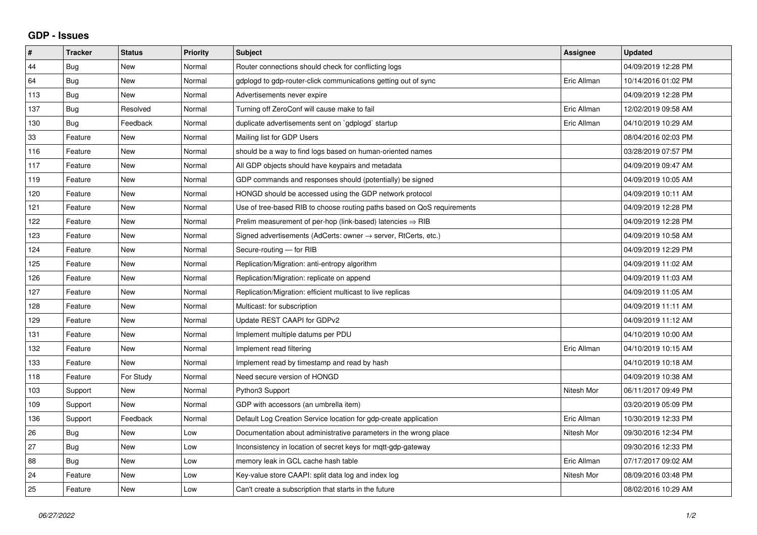## GDP - Issues

| # | Tracker | Status | Priority | Subject | Assignee | Updated |
|---|---|---|---|---|---|---|
| 44 | Bug | New | Normal | Router connections should check for conflicting logs | | 04/09/2019 12:28 PM |
| 64 | Bug | New | Normal | gdplogd to gdp-router-click communications getting out of sync | Eric Allman | 10/14/2016 01:02 PM |
| 113 | Bug | New | Normal | Advertisements never expire | | 04/09/2019 12:28 PM |
| 137 | Bug | Resolved | Normal | Turning off ZeroConf will cause make to fail | Eric Allman | 12/02/2019 09:58 AM |
| 130 | Bug | Feedback | Normal | duplicate advertisements sent on `gdplogd` startup | Eric Allman | 04/10/2019 10:29 AM |
| 33 | Feature | New | Normal | Mailing list for GDP Users | | 08/04/2016 02:03 PM |
| 116 | Feature | New | Normal | should be a way to find logs based on human-oriented names | | 03/28/2019 07:57 PM |
| 117 | Feature | New | Normal | All GDP objects should have keypairs and metadata | | 04/09/2019 09:47 AM |
| 119 | Feature | New | Normal | GDP commands and responses should (potentially) be signed | | 04/09/2019 10:05 AM |
| 120 | Feature | New | Normal | HONGD should be accessed using the GDP network protocol | | 04/09/2019 10:11 AM |
| 121 | Feature | New | Normal | Use of tree-based RIB to choose routing paths based on QoS requirements | | 04/09/2019 12:28 PM |
| 122 | Feature | New | Normal | Prelim measurement of per-hop (link-based) latencies ⇒ RIB | | 04/09/2019 12:28 PM |
| 123 | Feature | New | Normal | Signed advertisements (AdCerts: owner → server, RtCerts, etc.) | | 04/09/2019 10:58 AM |
| 124 | Feature | New | Normal | Secure-routing — for RIB | | 04/09/2019 12:29 PM |
| 125 | Feature | New | Normal | Replication/Migration: anti-entropy algorithm | | 04/09/2019 11:02 AM |
| 126 | Feature | New | Normal | Replication/Migration: replicate on append | | 04/09/2019 11:03 AM |
| 127 | Feature | New | Normal | Replication/Migration: efficient multicast to live replicas | | 04/09/2019 11:05 AM |
| 128 | Feature | New | Normal | Multicast: for subscription | | 04/09/2019 11:11 AM |
| 129 | Feature | New | Normal | Update REST CAAPI for GDPv2 | | 04/09/2019 11:12 AM |
| 131 | Feature | New | Normal | Implement multiple datums per PDU | | 04/10/2019 10:00 AM |
| 132 | Feature | New | Normal | Implement read filtering | Eric Allman | 04/10/2019 10:15 AM |
| 133 | Feature | New | Normal | Implement read by timestamp and read by hash | | 04/10/2019 10:18 AM |
| 118 | Feature | For Study | Normal | Need secure version of HONGD | | 04/09/2019 10:38 AM |
| 103 | Support | New | Normal | Python3 Support | Nitesh Mor | 06/11/2017 09:49 PM |
| 109 | Support | New | Normal | GDP with accessors (an umbrella item) | | 03/20/2019 05:09 PM |
| 136 | Support | Feedback | Normal | Default Log Creation Service location for gdp-create application | Eric Allman | 10/30/2019 12:33 PM |
| 26 | Bug | New | Low | Documentation about administrative parameters in the wrong place | Nitesh Mor | 09/30/2016 12:34 PM |
| 27 | Bug | New | Low | Inconsistency in location of secret keys for mqtt-gdp-gateway | | 09/30/2016 12:33 PM |
| 88 | Bug | New | Low | memory leak in GCL cache hash table | Eric Allman | 07/17/2017 09:02 AM |
| 24 | Feature | New | Low | Key-value store CAAPI: split data log and index log | Nitesh Mor | 08/09/2016 03:48 PM |
| 25 | Feature | New | Low | Can't create a subscription that starts in the future | | 08/02/2016 10:29 AM |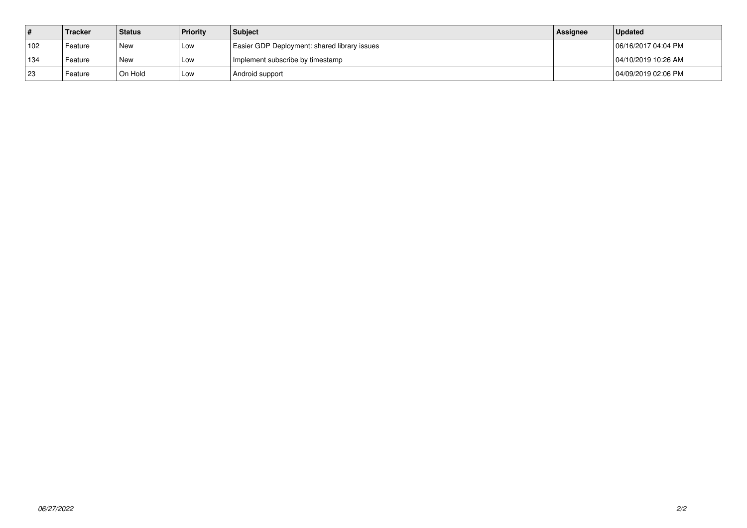| # | Tracker | Status | Priority | Subject | Assignee | Updated |
|---|---|---|---|---|---|---|
| 102 | Feature | New | Low | Easier GDP Deployment: shared library issues | | 06/16/2017 04:04 PM |
| 134 | Feature | New | Low | Implement subscribe by timestamp | | 04/10/2019 10:26 AM |
| 23 | Feature | On Hold | Low | Android support | | 04/09/2019 02:06 PM |